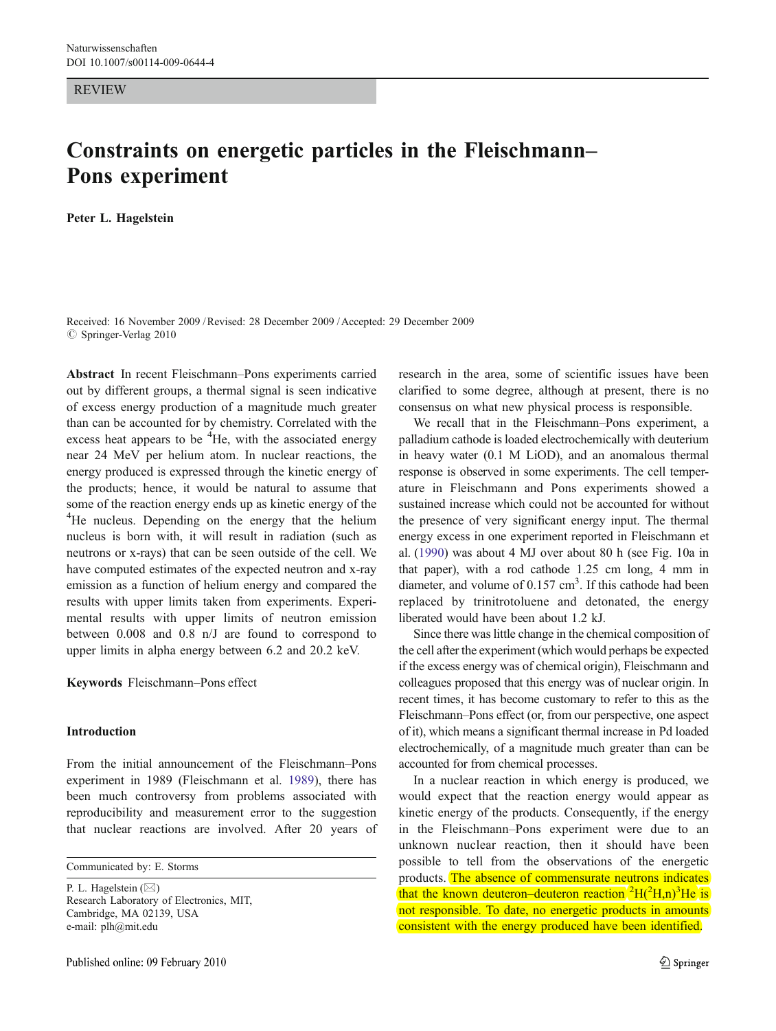REVIEW

# Constraints on energetic particles in the Fleischmann–Pons experiment

**Peter L. Hagelstein**

Received: 16 November 2009 / Revised: 28 December 2009 / Accepted: 29 December 2009
© Springer-Verlag 2010

**Abstract** In recent Fleischmann–Pons experiments carried out by different groups, a thermal signal is seen indicative of excess energy production of a magnitude much greater than can be accounted for by chemistry. Correlated with the excess heat appears to be $^{4}$He, with the associated energy near 24 MeV per helium atom. In nuclear reactions, the energy produced is expressed through the kinetic energy of the products; hence, it would be natural to assume that some of the reaction energy ends up as kinetic energy of the $^{4}$He nucleus. Depending on the energy that the helium nucleus is born with, it will result in radiation (such as neutrons or x-rays) that can be seen outside of the cell. We have computed estimates of the expected neutron and x-ray emission as a function of helium energy and compared the results with upper limits taken from experiments. Experimental results with upper limits of neutron emission between 0.008 and 0.8 n/J are found to correspond to upper limits in alpha energy between 6.2 and 20.2 keV.

**Keywords** Fleischmann–Pons effect

## Introduction

From the initial announcement of the Fleischmann–Pons experiment in 1989 (Fleischmann et al. 1989), there has been much controversy from problems associated with reproducibility and measurement error to the suggestion that nuclear reactions are involved. After 20 years of research in the area, some of scientific issues have been clarified to some degree, although at present, there is no consensus on what new physical process is responsible.

We recall that in the Fleischmann–Pons experiment, a palladium cathode is loaded electrochemically with deuterium in heavy water (0.1 M LiOD), and an anomalous thermal response is observed in some experiments. The cell temperature in Fleischmann and Pons experiments showed a sustained increase which could not be accounted for without the presence of very significant energy input. The thermal energy excess in one experiment reported in Fleischmann et al. (1990) was about 4 MJ over about 80 h (see Fig. 10a in that paper), with a rod cathode 1.25 cm long, 4 mm in diameter, and volume of 0.157 cm$^{3}$. If this cathode had been replaced by trinitrotoluene and detonated, the energy liberated would have been about 1.2 kJ.

Since there was little change in the chemical composition of the cell after the experiment (which would perhaps be expected if the excess energy was of chemical origin), Fleischmann and colleagues proposed that this energy was of nuclear origin. In recent times, it has become customary to refer to this as the Fleischmann–Pons effect (or, from our perspective, one aspect of it), which means a significant thermal increase in Pd loaded electrochemically, of a magnitude much greater than can be accounted for from chemical processes.

In a nuclear reaction in which energy is produced, we would expect that the reaction energy would appear as kinetic energy of the products. Consequently, if the energy in the Fleischmann–Pons experiment were due to an unknown nuclear reaction, then it should have been possible to tell from the observations of the energetic products. The absence of commensurate neutrons indicates that the known deuteron–deuteron reaction $^{2}$H($^{2}$H,n)$^{3}$He is not responsible. To date, no energetic products in amounts consistent with the energy produced have been identified.

Communicated by: E. Storms

P. L. Hagelstein (✉)
Research Laboratory of Electronics, MIT,
Cambridge, MA 02139, USA
e-mail: plh@mit.edu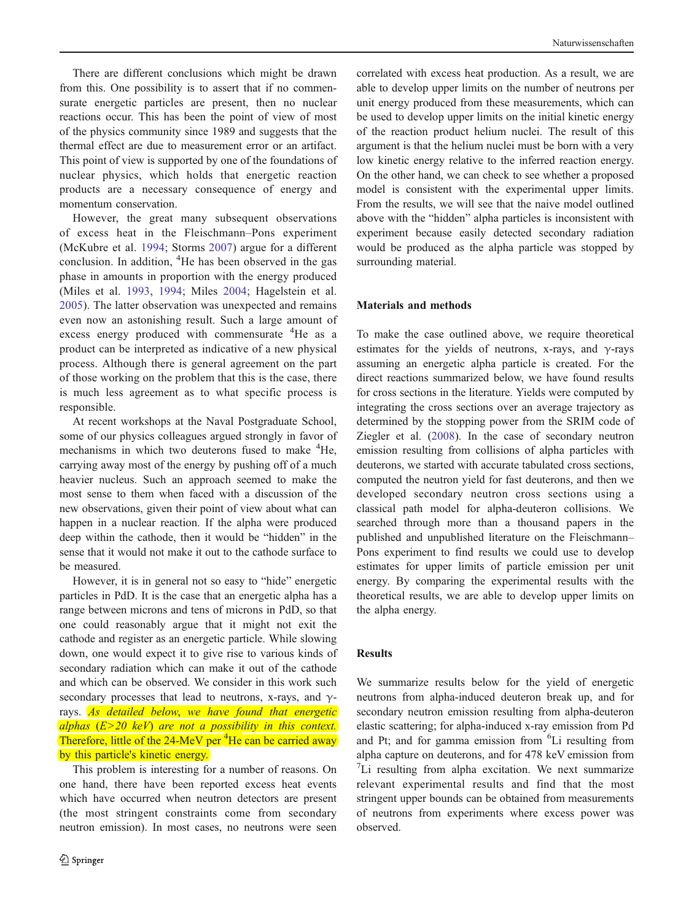There are different conclusions which might be drawn from this. One possibility is to assert that if no commensurate energetic particles are present, then no nuclear reactions occur. This has been the point of view of most of the physics community since 1989 and suggests that the thermal effect are due to measurement error or an artifact. This point of view is supported by one of the foundations of nuclear physics, which holds that energetic reaction products are a necessary consequence of energy and momentum conservation.

However, the great many subsequent observations of excess heat in the Fleischmann–Pons experiment (McKubre et al. 1994; Storms 2007) argue for a different conclusion. In addition, $^{4}$He has been observed in the gas phase in amounts in proportion with the energy produced (Miles et al. 1993, 1994; Miles 2004; Hagelstein et al. 2005). The latter observation was unexpected and remains even now an astonishing result. Such a large amount of excess energy produced with commensurate $^{4}$He as a product can be interpreted as indicative of a new physical process. Although there is general agreement on the part of those working on the problem that this is the case, there is much less agreement as to what specific process is responsible.

At recent workshops at the Naval Postgraduate School, some of our physics colleagues argued strongly in favor of mechanisms in which two deuterons fused to make $^{4}$He, carrying away most of the energy by pushing off of a much heavier nucleus. Such an approach seemed to make the most sense to them when faced with a discussion of the new observations, given their point of view about what can happen in a nuclear reaction. If the alpha were produced deep within the cathode, then it would be "hidden" in the sense that it would not make it out to the cathode surface to be measured.

However, it is in general not so easy to "hide" energetic particles in PdD. It is the case that an energetic alpha has a range between microns and tens of microns in PdD, so that one could reasonably argue that it might not exit the cathode and register as an energetic particle. While slowing down, one would expect it to give rise to various kinds of secondary radiation which can make it out of the cathode and which can be observed. We consider in this work such secondary processes that lead to neutrons, x-rays, and γ-rays. *As detailed below, we have found that energetic alphas (E>20 keV) are not a possibility in this context.* Therefore, little of the 24-MeV per $^{4}$He can be carried away by this particle's kinetic energy.

This problem is interesting for a number of reasons. On one hand, there have been reported excess heat events which have occurred when neutron detectors are present (the most stringent constraints come from secondary neutron emission). In most cases, no neutrons were seen correlated with excess heat production. As a result, we are able to develop upper limits on the number of neutrons per unit energy produced from these measurements, which can be used to develop upper limits on the initial kinetic energy of the reaction product helium nuclei. The result of this argument is that the helium nuclei must be born with a very low kinetic energy relative to the inferred reaction energy. On the other hand, we can check to see whether a proposed model is consistent with the experimental upper limits. From the results, we will see that the naive model outlined above with the "hidden" alpha particles is inconsistent with experiment because easily detected secondary radiation would be produced as the alpha particle was stopped by surrounding material.

## Materials and methods

To make the case outlined above, we require theoretical estimates for the yields of neutrons, x-rays, and γ-rays assuming an energetic alpha particle is created. For the direct reactions summarized below, we have found results for cross sections in the literature. Yields were computed by integrating the cross sections over an average trajectory as determined by the stopping power from the SRIM code of Ziegler et al. (2008). In the case of secondary neutron emission resulting from collisions of alpha particles with deuterons, we started with accurate tabulated cross sections, computed the neutron yield for fast deuterons, and then we developed secondary neutron cross sections using a classical path model for alpha-deuteron collisions. We searched through more than a thousand papers in the published and unpublished literature on the Fleischmann–Pons experiment to find results we could use to develop estimates for upper limits of particle emission per unit energy. By comparing the experimental results with the theoretical results, we are able to develop upper limits on the alpha energy.

## Results

We summarize results below for the yield of energetic neutrons from alpha-induced deuteron break up, and for secondary neutron emission resulting from alpha-deuteron elastic scattering; for alpha-induced x-ray emission from Pd and Pt; and for gamma emission from $^{6}$Li resulting from alpha capture on deuterons, and for 478 keV emission from $^{7}$Li resulting from alpha excitation. We next summarize relevant experimental results and find that the most stringent upper bounds can be obtained from measurements of neutrons from experiments where excess power was observed.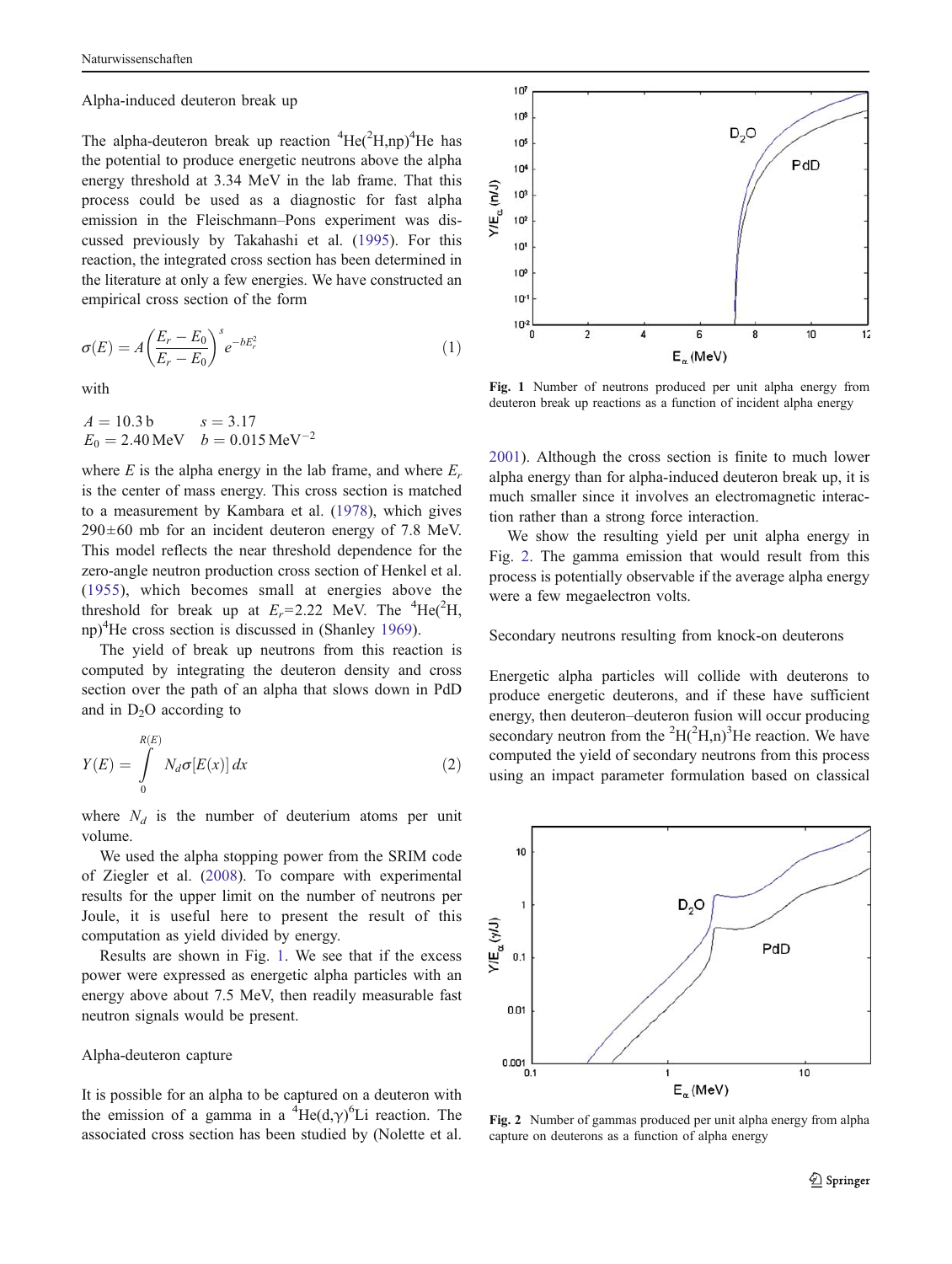### Alpha-induced deuteron break up

The alpha-deuteron break up reaction $^4$He($^2$H,np)$^4$He has the potential to produce energetic neutrons above the alpha energy threshold at 3.34 MeV in the lab frame. That this process could be used as a diagnostic for fast alpha emission in the Fleischmann–Pons experiment was discussed previously by Takahashi et al. (1995). For this reaction, the integrated cross section has been determined in the literature at only a few energies. We have constructed an empirical cross section of the form

$$\sigma(E) = A\left(\frac{E_r - E_0}{E_r - E_0}\right)^s e^{-bE_r^2} \tag{1}$$

with

$A = 10.3\,\mathrm{b}$ $\quad s = 3.17$
$E_0 = 2.40\,\mathrm{MeV}$ $\quad b = 0.015\,\mathrm{MeV}^{-2}$

where $E$ is the alpha energy in the lab frame, and where $E_r$ is the center of mass energy. This cross section is matched to a measurement by Kambara et al. (1978), which gives 290±60 mb for an incident deuteron energy of 7.8 MeV. This model reflects the near threshold dependence for the zero-angle neutron production cross section of Henkel et al. (1955), which becomes small at energies above the threshold for break up at $E_r$=2.22 MeV. The $^4$He($^2$H, np)$^4$He cross section is discussed in (Shanley 1969).

The yield of break up neutrons from this reaction is computed by integrating the deuteron density and cross section over the path of an alpha that slows down in PdD and in $D_2O$ according to

$$Y(E) = \int_0^{R(E)} N_d \sigma[E(x)]\, dx \tag{2}$$

where $N_d$ is the number of deuterium atoms per unit volume.

We used the alpha stopping power from the SRIM code of Ziegler et al. (2008). To compare with experimental results for the upper limit on the number of neutrons per Joule, it is useful here to present the result of this computation as yield divided by energy.

Results are shown in Fig. 1. We see that if the excess power were expressed as energetic alpha particles with an energy above about 7.5 MeV, then readily measurable fast neutron signals would be present.

**Fig. 1** Number of neutrons produced per unit alpha energy from deuteron break up reactions as a function of incident alpha energy

### Alpha-deuteron capture

It is possible for an alpha to be captured on a deuteron with the emission of a gamma in a $^4$He(d,$\gamma$)$^6$Li reaction. The associated cross section has been studied by (Nolette et al. 2001). Although the cross section is finite to much lower alpha energy than for alpha-induced deuteron break up, it is much smaller since it involves an electromagnetic interaction rather than a strong force interaction.

We show the resulting yield per unit alpha energy in Fig. 2. The gamma emission that would result from this process is potentially observable if the average alpha energy were a few megaelectron volts.

**Fig. 2** Number of gammas produced per unit alpha energy from alpha capture on deuterons as a function of alpha energy

### Secondary neutrons resulting from knock-on deuterons

Energetic alpha particles will collide with deuterons to produce energetic deuterons, and if these have sufficient energy, then deuteron–deuteron fusion will occur producing secondary neutron from the $^2$H($^2$H,n)$^3$He reaction. We have computed the yield of secondary neutrons from this process using an impact parameter formulation based on classical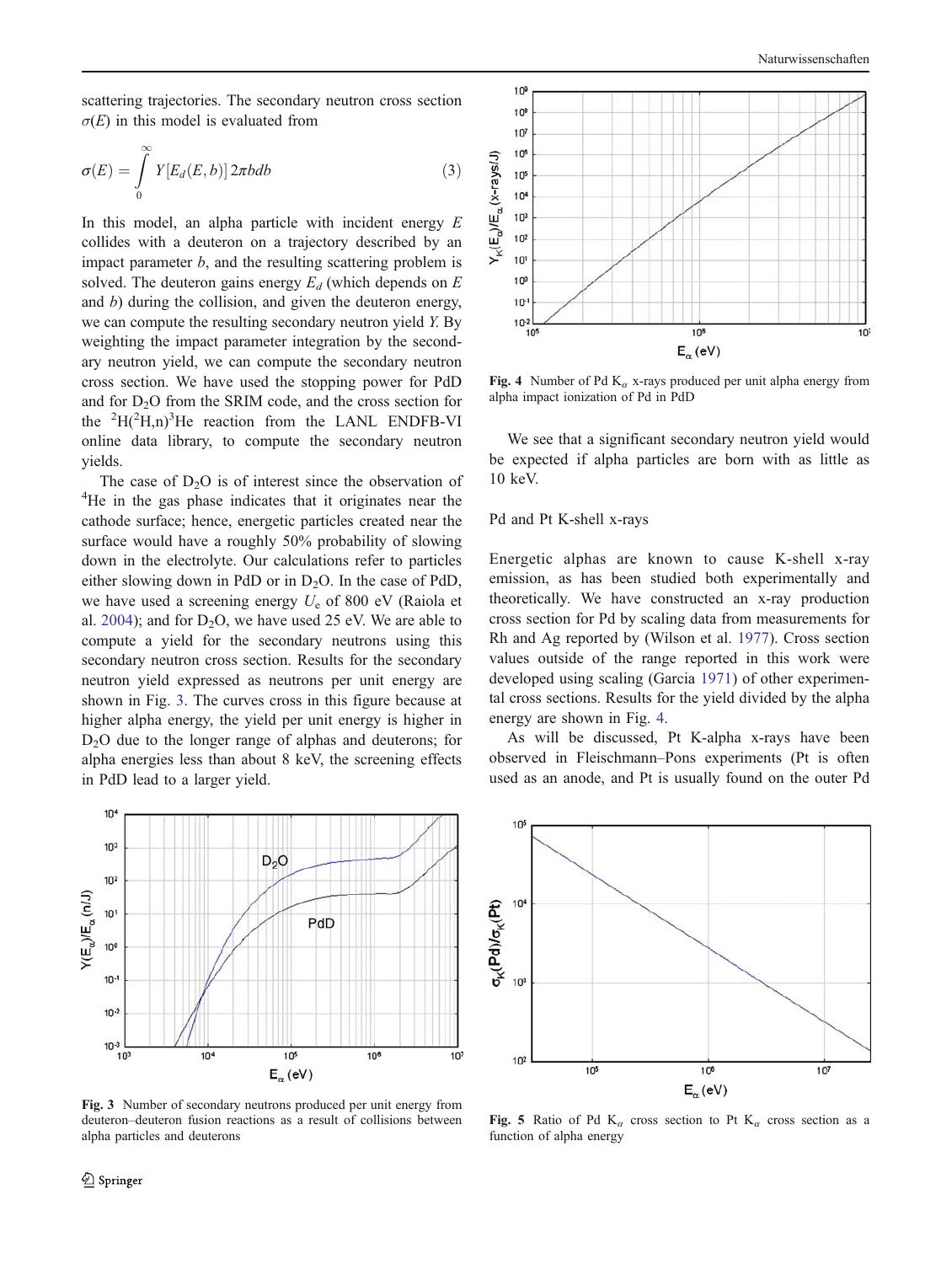scattering trajectories. The secondary neutron cross section $\sigma(E)$ in this model is evaluated from

$$\sigma(E) = \int_0^\infty Y[E_d(E,b)]\, 2\pi b db \tag{3}$$

In this model, an alpha particle with incident energy $E$ collides with a deuteron on a trajectory described by an impact parameter $b$, and the resulting scattering problem is solved. The deuteron gains energy $E_d$ (which depends on $E$ and $b$) during the collision, and given the deuteron energy, we can compute the resulting secondary neutron yield $Y$. By weighting the impact parameter integration by the secondary neutron yield, we can compute the secondary neutron cross section. We have used the stopping power for PdD and for $D_2O$ from the SRIM code, and the cross section for the $^2H(^2H,n)^3He$ reaction from the LANL ENDFB-VI online data library, to compute the secondary neutron yields.

The case of $D_2O$ is of interest since the observation of $^4He$ in the gas phase indicates that it originates near the cathode surface; hence, energetic particles created near the surface would have a roughly 50% probability of slowing down in the electrolyte. Our calculations refer to particles either slowing down in PdD or in $D_2O$. In the case of PdD, we have used a screening energy $U_e$ of 800 eV (Raiola et al. 2004); and for $D_2O$, we have used 25 eV. We are able to compute a yield for the secondary neutrons using this secondary neutron cross section. Results for the secondary neutron yield expressed as neutrons per unit energy are shown in Fig. 3. The curves cross in this figure because at higher alpha energy, the yield per unit energy is higher in $D_2O$ due to the longer range of alphas and deuterons; for alpha energies less than about 8 keV, the screening effects in PdD lead to a larger yield.

**Fig. 3** Number of secondary neutrons produced per unit energy from deuteron–deuteron fusion reactions as a result of collisions between alpha particles and deuterons

**Fig. 4** Number of Pd $K_\alpha$ x-rays produced per unit alpha energy from alpha impact ionization of Pd in PdD

We see that a significant secondary neutron yield would be expected if alpha particles are born with as little as 10 keV.

## Pd and Pt K-shell x-rays

Energetic alphas are known to cause K-shell x-ray emission, as has been studied both experimentally and theoretically. We have constructed an x-ray production cross section for Pd by scaling data from measurements for Rh and Ag reported by (Wilson et al. 1977). Cross section values outside of the range reported in this work were developed using scaling (Garcia 1971) of other experimental cross sections. Results for the yield divided by the alpha energy are shown in Fig. 4.

As will be discussed, Pt K-alpha x-rays have been observed in Fleischmann–Pons experiments (Pt is often used as an anode, and Pt is usually found on the outer Pd

**Fig. 5** Ratio of Pd $K_\alpha$ cross section to Pt $K_\alpha$ cross section as a function of alpha energy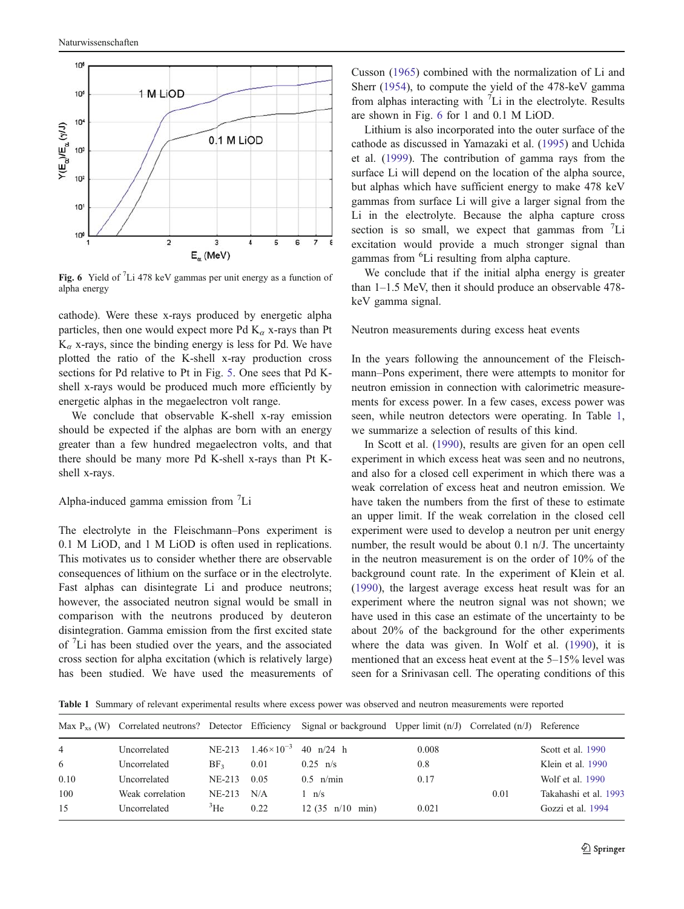Fig. 6 Yield of $^{7}$Li 478 keV gammas per unit energy as a function of alpha energy

cathode). Were these x-rays produced by energetic alpha particles, then one would expect more Pd $K_\alpha$ x-rays than Pt $K_\alpha$ x-rays, since the binding energy is less for Pd. We have plotted the ratio of the K-shell x-ray production cross sections for Pd relative to Pt in Fig. 5. One sees that Pd K-shell x-rays would be produced much more efficiently by energetic alphas in the megaelectron volt range.

We conclude that observable K-shell x-ray emission should be expected if the alphas are born with an energy greater than a few hundred megaelectron volts, and that there should be many more Pd K-shell x-rays than Pt K-shell x-rays.

## Alpha-induced gamma emission from $^{7}$Li

The electrolyte in the Fleischmann–Pons experiment is 0.1 M LiOD, and 1 M LiOD is often used in replications. This motivates us to consider whether there are observable consequences of lithium on the surface or in the electrolyte. Fast alphas can disintegrate Li and produce neutrons; however, the associated neutron signal would be small in comparison with the neutrons produced by deuteron disintegration. Gamma emission from the first excited state of $^{7}$Li has been studied over the years, and the associated cross section for alpha excitation (which is relatively large) has been studied. We have used the measurements of Cusson (1965) combined with the normalization of Li and Sherr (1954), to compute the yield of the 478-keV gamma from alphas interacting with $^{7}$Li in the electrolyte. Results are shown in Fig. 6 for 1 and 0.1 M LiOD.

Lithium is also incorporated into the outer surface of the cathode as discussed in Yamazaki et al. (1995) and Uchida et al. (1999). The contribution of gamma rays from the surface Li will depend on the location of the alpha source, but alphas which have sufficient energy to make 478 keV gammas from surface Li will give a larger signal from the Li in the electrolyte. Because the alpha capture cross section is so small, we expect that gammas from $^{7}$Li excitation would provide a much stronger signal than gammas from $^{6}$Li resulting from alpha capture.

We conclude that if the initial alpha energy is greater than 1–1.5 MeV, then it should produce an observable 478-keV gamma signal.

## Neutron measurements during excess heat events

In the years following the announcement of the Fleischmann–Pons experiment, there were attempts to monitor for neutron emission in connection with calorimetric measurements for excess power. In a few cases, excess power was seen, while neutron detectors were operating. In Table 1, we summarize a selection of results of this kind.

In Scott et al. (1990), results are given for an open cell experiment in which excess heat was seen and no neutrons, and also for a closed cell experiment in which there was a weak correlation of excess heat and neutron emission. We have taken the numbers from the first of these to estimate an upper limit. If the weak correlation in the closed cell experiment were used to develop a neutron per unit energy number, the result would be about 0.1 n/J. The uncertainty in the neutron measurement is on the order of 10% of the background count rate. In the experiment of Klein et al. (1990), the largest average excess heat result was for an experiment where the neutron signal was not shown; we have used in this case an estimate of the uncertainty to be about 20% of the background for the other experiments where the data was given. In Wolf et al. (1990), it is mentioned that an excess heat event at the 5–15% level was seen for a Srinivasan cell. The operating conditions of this

Table 1 Summary of relevant experimental results where excess power was observed and neutron measurements were reported

| Max $P_{xs}$ (W) | Correlated neutrons? | Detector | Efficiency | Signal or background | Upper limit (n/J) | Correlated (n/J) | Reference |
|---|---|---|---|---|---|---|---|
| 4 | Uncorrelated | NE-213 | $1.46\times10^{-3}$ | 40 n/24 h | 0.008 | | Scott et al. 1990 |
| 6 | Uncorrelated | $BF_3$ | 0.01 | 0.25 n/s | 0.8 | | Klein et al. 1990 |
| 0.10 | Uncorrelated | NE-213 | 0.05 | 0.5 n/min | 0.17 | | Wolf et al. 1990 |
| 100 | Weak correlation | NE-213 | N/A | 1 n/s | | 0.01 | Takahashi et al. 1993 |
| 15 | Uncorrelated | $^{3}$He | 0.22 | 12 (35 n/10 min) | 0.021 | | Gozzi et al. 1994 |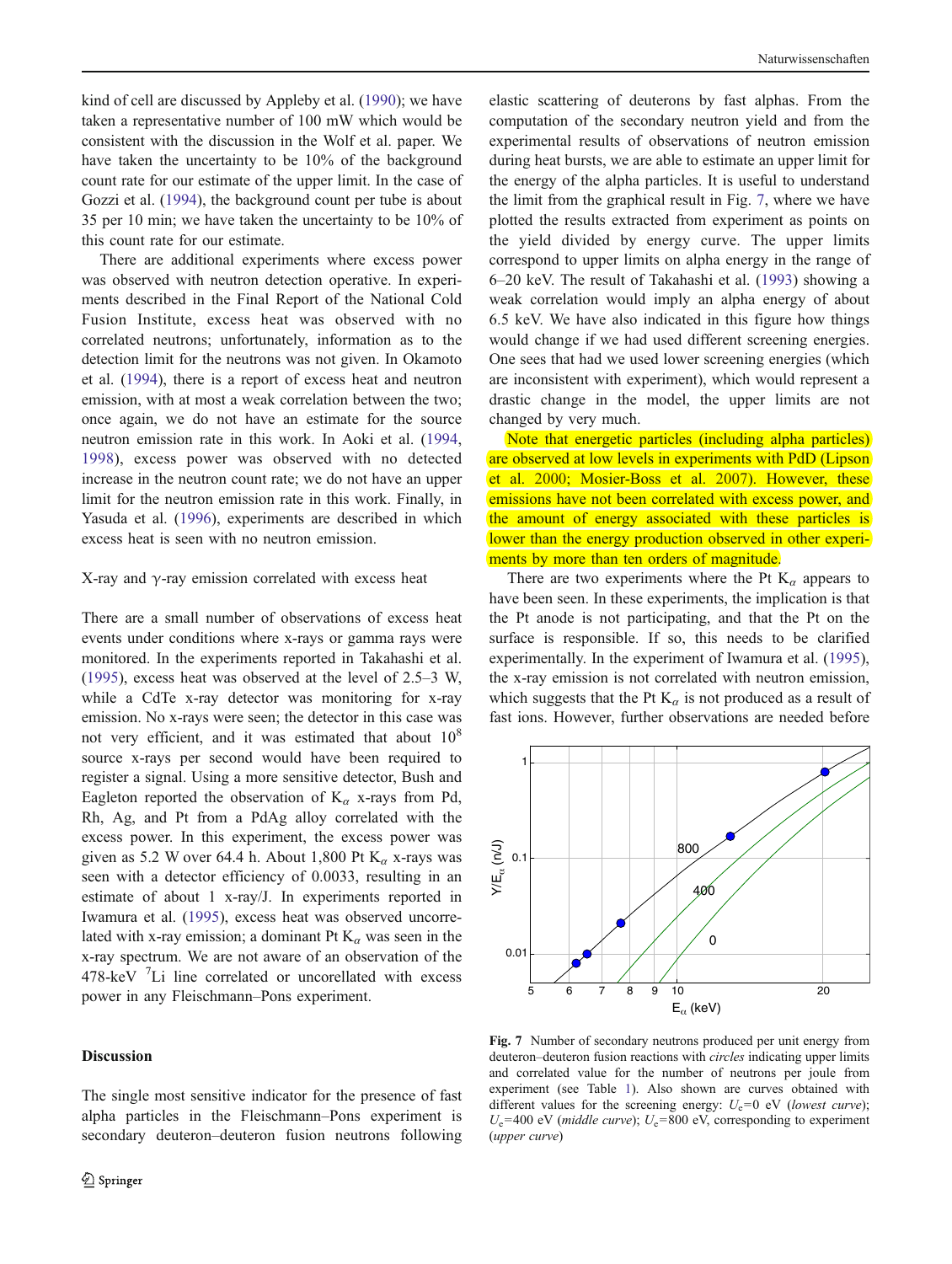kind of cell are discussed by Appleby et al. (1990); we have taken a representative number of 100 mW which would be consistent with the discussion in the Wolf et al. paper. We have taken the uncertainty to be 10% of the background count rate for our estimate of the upper limit. In the case of Gozzi et al. (1994), the background count per tube is about 35 per 10 min; we have taken the uncertainty to be 10% of this count rate for our estimate.

There are additional experiments where excess power was observed with neutron detection operative. In experiments described in the Final Report of the National Cold Fusion Institute, excess heat was observed with no correlated neutrons; unfortunately, information as to the detection limit for the neutrons was not given. In Okamoto et al. (1994), there is a report of excess heat and neutron emission, with at most a weak correlation between the two; once again, we do not have an estimate for the source neutron emission rate in this work. In Aoki et al. (1994, 1998), excess power was observed with no detected increase in the neutron count rate; we do not have an upper limit for the neutron emission rate in this work. Finally, in Yasuda et al. (1996), experiments are described in which excess heat is seen with no neutron emission.

### X-ray and γ-ray emission correlated with excess heat

There are a small number of observations of excess heat events under conditions where x-rays or gamma rays were monitored. In the experiments reported in Takahashi et al. (1995), excess heat was observed at the level of 2.5–3 W, while a CdTe x-ray detector was monitoring for x-ray emission. No x-rays were seen; the detector in this case was not very efficient, and it was estimated that about $10^8$ source x-rays per second would have been required to register a signal. Using a more sensitive detector, Bush and Eagleton reported the observation of $K_\alpha$ x-rays from Pd, Rh, Ag, and Pt from a PdAg alloy correlated with the excess power. In this experiment, the excess power was given as 5.2 W over 64.4 h. About 1,800 Pt $K_\alpha$ x-rays was seen with a detector efficiency of 0.0033, resulting in an estimate of about 1 x-ray/J. In experiments reported in Iwamura et al. (1995), excess heat was observed uncorrelated with x-ray emission; a dominant Pt $K_\alpha$ was seen in the x-ray spectrum. We are not aware of an observation of the 478-keV $^7$Li line correlated or uncorrelated with excess power in any Fleischmann–Pons experiment.

## Discussion

The single most sensitive indicator for the presence of fast alpha particles in the Fleischmann–Pons experiment is secondary deuteron–deuteron fusion neutrons following elastic scattering of deuterons by fast alphas. From the computation of the secondary neutron yield and from the experimental results of observations of neutron emission during heat bursts, we are able to estimate an upper limit for the energy of the alpha particles. It is useful to understand the limit from the graphical result in Fig. 7, where we have plotted the results extracted from experiment as points on the yield divided by energy curve. The upper limits correspond to upper limits on alpha energy in the range of 6–20 keV. The result of Takahashi et al. (1993) showing a weak correlation would imply an alpha energy of about 6.5 keV. We have also indicated in this figure how things would change if we had used different screening energies. One sees that had we used lower screening energies (which are inconsistent with experiment), which would represent a drastic change in the model, the upper limits are not changed by very much.

Note that energetic particles (including alpha particles) are observed at low levels in experiments with PdD (Lipson et al. 2000; Mosier-Boss et al. 2007). However, these emissions have not been correlated with excess power, and the amount of energy associated with these particles is lower than the energy production observed in other experiments by more than ten orders of magnitude.

There are two experiments where the Pt $K_\alpha$ appears to have been seen. In these experiments, the implication is that the Pt anode is not participating, and that the Pt on the surface is responsible. If so, this needs to be clarified experimentally. In the experiment of Iwamura et al. (1995), the x-ray emission is not correlated with neutron emission, which suggests that the Pt $K_\alpha$ is not produced as a result of fast ions. However, further observations are needed before

**Fig. 7** Number of secondary neutrons produced per unit energy from deuteron–deuteron fusion reactions with *circles* indicating upper limits and correlated value for the number of neutrons per joule from experiment (see Table 1). Also shown are curves obtained with different values for the screening energy: $U_e$=0 eV (*lowest curve*); $U_e$=400 eV (*middle curve*); $U_e$=800 eV, corresponding to experiment (*upper curve*)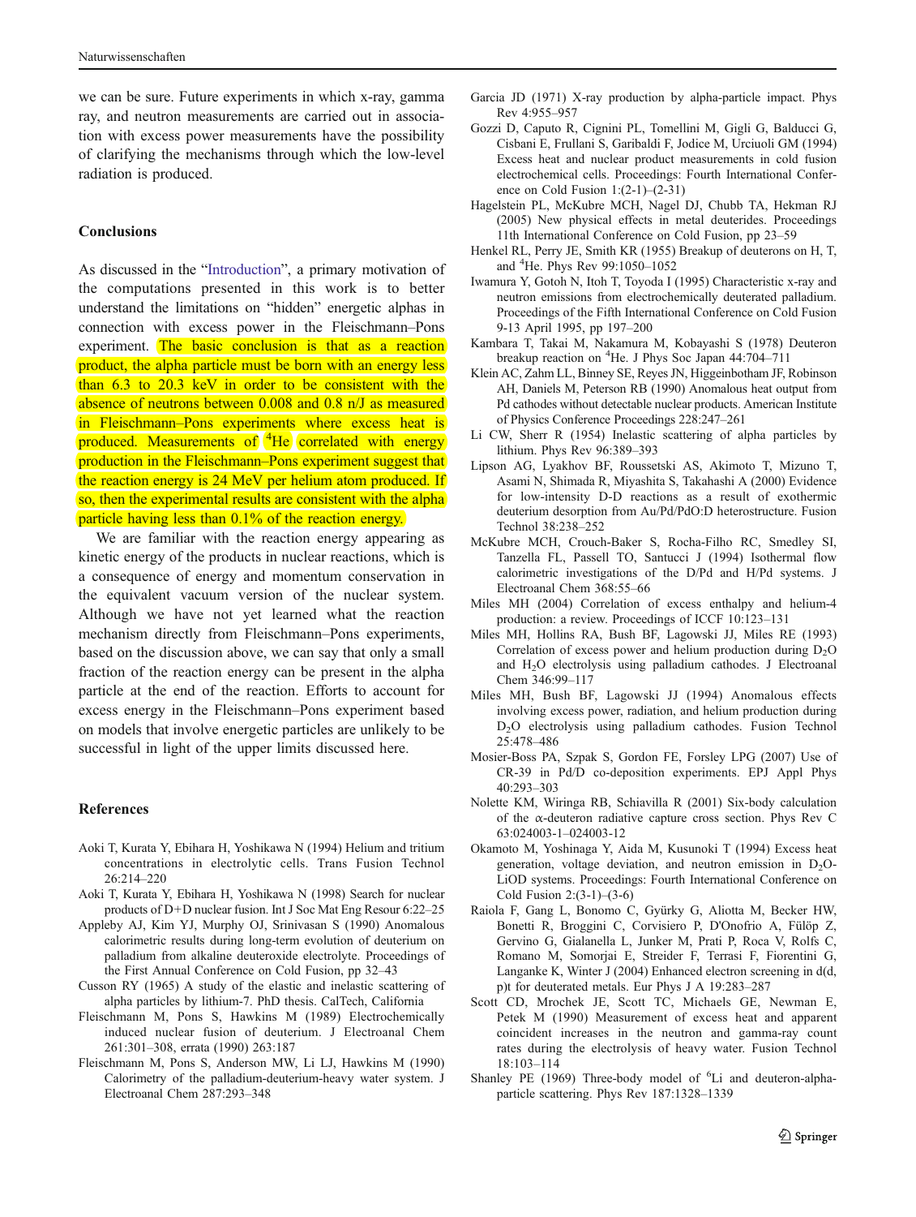we can be sure. Future experiments in which x-ray, gamma ray, and neutron measurements are carried out in association with excess power measurements have the possibility of clarifying the mechanisms through which the low-level radiation is produced.

## Conclusions

As discussed in the "Introduction", a primary motivation of the computations presented in this work is to better understand the limitations on "hidden" energetic alphas in connection with excess power in the Fleischmann–Pons experiment. The basic conclusion is that as a reaction product, the alpha particle must be born with an energy less than 6.3 to 20.3 keV in order to be consistent with the absence of neutrons between 0.008 and 0.8 n/J as measured in Fleischmann–Pons experiments where excess heat is produced. Measurements of $^{4}$He correlated with energy production in the Fleischmann–Pons experiment suggest that the reaction energy is 24 MeV per helium atom produced. If so, then the experimental results are consistent with the alpha particle having less than 0.1% of the reaction energy.

We are familiar with the reaction energy appearing as kinetic energy of the products in nuclear reactions, which is a consequence of energy and momentum conservation in the equivalent vacuum version of the nuclear system. Although we have not yet learned what the reaction mechanism directly from Fleischmann–Pons experiments, based on the discussion above, we can say that only a small fraction of the reaction energy can be present in the alpha particle at the end of the reaction. Efforts to account for excess energy in the Fleischmann–Pons experiment based on models that involve energetic particles are unlikely to be successful in light of the upper limits discussed here.

## References

Aoki T, Kurata Y, Ebihara H, Yoshikawa N (1994) Helium and tritium concentrations in electrolytic cells. Trans Fusion Technol 26:214–220

Aoki T, Kurata Y, Ebihara H, Yoshikawa N (1998) Search for nuclear products of D+D nuclear fusion. Int J Soc Mat Eng Resour 6:22–25

Appleby AJ, Kim YJ, Murphy OJ, Srinivasan S (1990) Anomalous calorimetric results during long-term evolution of deuterium on palladium from alkaline deuteroxide electrolyte. Proceedings of the First Annual Conference on Cold Fusion, pp 32–43

Cusson RY (1965) A study of the elastic and inelastic scattering of alpha particles by lithium-7. PhD thesis. CalTech, California

Fleischmann M, Pons S, Hawkins M (1989) Electrochemically induced nuclear fusion of deuterium. J Electroanal Chem 261:301–308, errata (1990) 263:187

Fleischmann M, Pons S, Anderson MW, Li LJ, Hawkins M (1990) Calorimetry of the palladium-deuterium-heavy water system. J Electroanal Chem 287:293–348

Garcia JD (1971) X-ray production by alpha-particle impact. Phys Rev 4:955–957

Gozzi D, Caputo R, Cignini PL, Tomellini M, Gigli G, Balducci G, Cisbani E, Frullani S, Garibaldi F, Jodice M, Urciuoli GM (1994) Excess heat and nuclear product measurements in cold fusion electrochemical cells. Proceedings: Fourth International Conference on Cold Fusion 1:(2-1)–(2-31)

Hagelstein PL, McKubre MCH, Nagel DJ, Chubb TA, Hekman RJ (2005) New physical effects in metal deuterides. Proceedings 11th International Conference on Cold Fusion, pp 23–59

Henkel RL, Perry JE, Smith KR (1955) Breakup of deuterons on H, T, and $^{4}$He. Phys Rev 99:1050–1052

Iwamura Y, Gotoh N, Itoh T, Toyoda I (1995) Characteristic x-ray and neutron emissions from electrochemically deuterated palladium. Proceedings of the Fifth International Conference on Cold Fusion 9-13 April 1995, pp 197–200

Kambara T, Takai M, Nakamura M, Kobayashi S (1978) Deuteron breakup reaction on $^{4}$He. J Phys Soc Japan 44:704–711

Klein AC, Zahm LL, Binney SE, Reyes JN, Higgeinbotham JF, Robinson AH, Daniels M, Peterson RB (1990) Anomalous heat output from Pd cathodes without detectable nuclear products. American Institute of Physics Conference Proceedings 228:247–261

Li CW, Sherr R (1954) Inelastic scattering of alpha particles by lithium. Phys Rev 96:389–393

Lipson AG, Lyakhov BF, Roussetski AS, Akimoto T, Mizuno T, Asami N, Shimada R, Miyashita S, Takahashi A (2000) Evidence for low-intensity D-D reactions as a result of exothermic deuterium desorption from Au/Pd/PdO:D heterostructure. Fusion Technol 38:238–252

McKubre MCH, Crouch-Baker S, Rocha-Filho RC, Smedley SI, Tanzella FL, Passell TO, Santucci J (1994) Isothermal flow calorimetric investigations of the D/Pd and H/Pd systems. J Electroanal Chem 368:55–66

Miles MH (2004) Correlation of excess enthalpy and helium-4 production: a review. Proceedings of ICCF 10:123–131

Miles MH, Hollins RA, Bush BF, Lagowski JJ, Miles RE (1993) Correlation of excess power and helium production during $D_2O$ and $H_2O$ electrolysis using palladium cathodes. J Electroanal Chem 346:99–117

Miles MH, Bush BF, Lagowski JJ (1994) Anomalous effects involving excess power, radiation, and helium production during $D_2O$ electrolysis using palladium cathodes. Fusion Technol 25:478–486

Mosier-Boss PA, Szpak S, Gordon FE, Forsley LPG (2007) Use of CR-39 in Pd/D co-deposition experiments. EPJ Appl Phys 40:293–303

Nolette KM, Wiringa RB, Schiavilla R (2001) Six-body calculation of the α-deuteron radiative capture cross section. Phys Rev C 63:024003-1–024003-12

Okamoto M, Yoshinaga Y, Aida M, Kusunoki T (1994) Excess heat generation, voltage deviation, and neutron emission in $D_2O$-LiOD systems. Proceedings: Fourth International Conference on Cold Fusion 2:(3-1)–(3-6)

Raiola F, Gang L, Bonomo C, Gyürky G, Aliotta M, Becker HW, Bonetti R, Broggini C, Corvisiero P, D'Onofrio A, Fülöp Z, Gervino G, Gialanella L, Junker M, Prati P, Roca V, Rolfs C, Romano M, Somorjai E, Streider F, Terrasi F, Fiorentini G, Langanke K, Winter J (2004) Enhanced electron screening in d(d, p)t for deuterated metals. Eur Phys J A 19:283–287

Scott CD, Mrochek JE, Scott TC, Michaels GE, Newman E, Petek M (1990) Measurement of excess heat and apparent coincident increases in the neutron and gamma-ray count rates during the electrolysis of heavy water. Fusion Technol 18:103–114

Shanley PE (1969) Three-body model of $^{6}$Li and deuteron-alpha-particle scattering. Phys Rev 187:1328–1339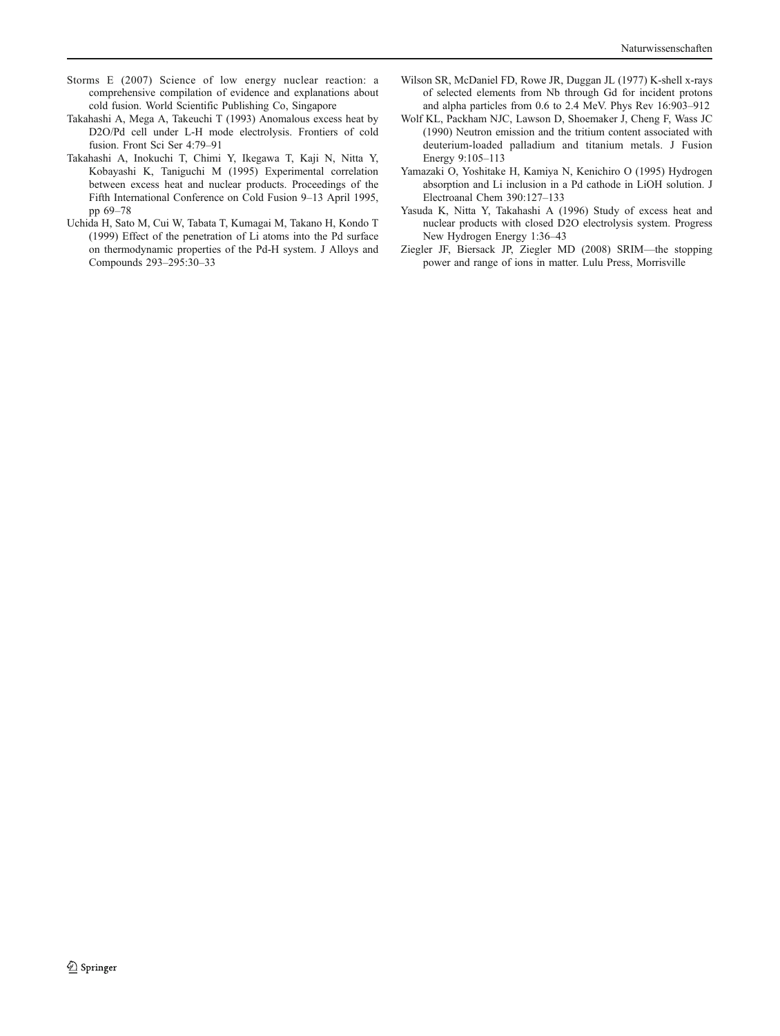Storms E (2007) Science of low energy nuclear reaction: a comprehensive compilation of evidence and explanations about cold fusion. World Scientific Publishing Co, Singapore

Takahashi A, Mega A, Takeuchi T (1993) Anomalous excess heat by D2O/Pd cell under L-H mode electrolysis. Frontiers of cold fusion. Front Sci Ser 4:79–91

Takahashi A, Inokuchi T, Chimi Y, Ikegawa T, Kaji N, Nitta Y, Kobayashi K, Taniguchi M (1995) Experimental correlation between excess heat and nuclear products. Proceedings of the Fifth International Conference on Cold Fusion 9–13 April 1995, pp 69–78

Uchida H, Sato M, Cui W, Tabata T, Kumagai M, Takano H, Kondo T (1999) Effect of the penetration of Li atoms into the Pd surface on thermodynamic properties of the Pd-H system. J Alloys and Compounds 293–295:30–33

Wilson SR, McDaniel FD, Rowe JR, Duggan JL (1977) K-shell x-rays of selected elements from Nb through Gd for incident protons and alpha particles from 0.6 to 2.4 MeV. Phys Rev 16:903–912

Wolf KL, Packham NJC, Lawson D, Shoemaker J, Cheng F, Wass JC (1990) Neutron emission and the tritium content associated with deuterium-loaded palladium and titanium metals. J Fusion Energy 9:105–113

Yamazaki O, Yoshitake H, Kamiya N, Kenichiro O (1995) Hydrogen absorption and Li inclusion in a Pd cathode in LiOH solution. J Electroanal Chem 390:127–133

Yasuda K, Nitta Y, Takahashi A (1996) Study of excess heat and nuclear products with closed D2O electrolysis system. Progress New Hydrogen Energy 1:36–43

Ziegler JF, Biersack JP, Ziegler MD (2008) SRIM—the stopping power and range of ions in matter. Lulu Press, Morrisville